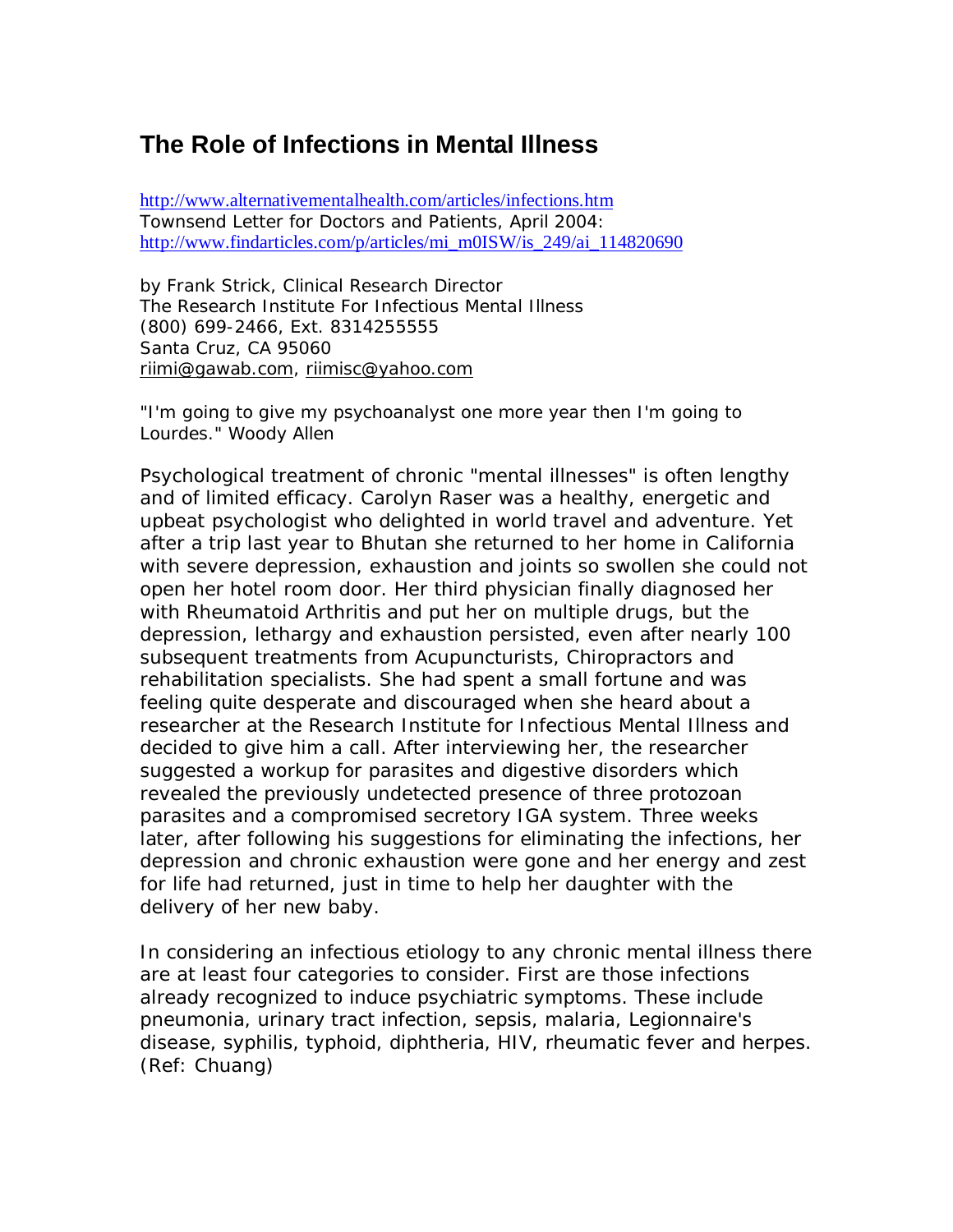# The Role of Infections in Mental Illness

http://www.alternativementalhealth.com/articles/infections.htm
Townsend Letter for Doctors and Patients, April 2004:
http://www.findarticles.com/p/articles/mi_m0ISW/is_249/ai_114820690

by Frank Strick, Clinical Research Director
The Research Institute For Infectious Mental Illness
(800) 699-2466, Ext. 8314255555
Santa Cruz, CA 95060
riimi@gawab.com, riimisc@yahoo.com

"I'm going to give my psychoanalyst one more year then I'm going to Lourdes." Woody Allen

Psychological treatment of chronic "mental illnesses" is often lengthy and of limited efficacy. Carolyn Raser was a healthy, energetic and upbeat psychologist who delighted in world travel and adventure. Yet after a trip last year to Bhutan she returned to her home in California with severe depression, exhaustion and joints so swollen she could not open her hotel room door. Her third physician finally diagnosed her with Rheumatoid Arthritis and put her on multiple drugs, but the depression, lethargy and exhaustion persisted, even after nearly 100 subsequent treatments from Acupuncturists, Chiropractors and rehabilitation specialists. She had spent a small fortune and was feeling quite desperate and discouraged when she heard about a researcher at the Research Institute for Infectious Mental Illness and decided to give him a call. After interviewing her, the researcher suggested a workup for parasites and digestive disorders which revealed the previously undetected presence of three protozoan parasites and a compromised secretory IGA system. Three weeks later, after following his suggestions for eliminating the infections, her depression and chronic exhaustion were gone and her energy and zest for life had returned, just in time to help her daughter with the delivery of her new baby.

In considering an infectious etiology to any chronic mental illness there are at least four categories to consider. First are those infections already recognized to induce psychiatric symptoms. These include pneumonia, urinary tract infection, sepsis, malaria, Legionnaire's disease, syphilis, typhoid, diphtheria, HIV, rheumatic fever and herpes. (Ref: Chuang)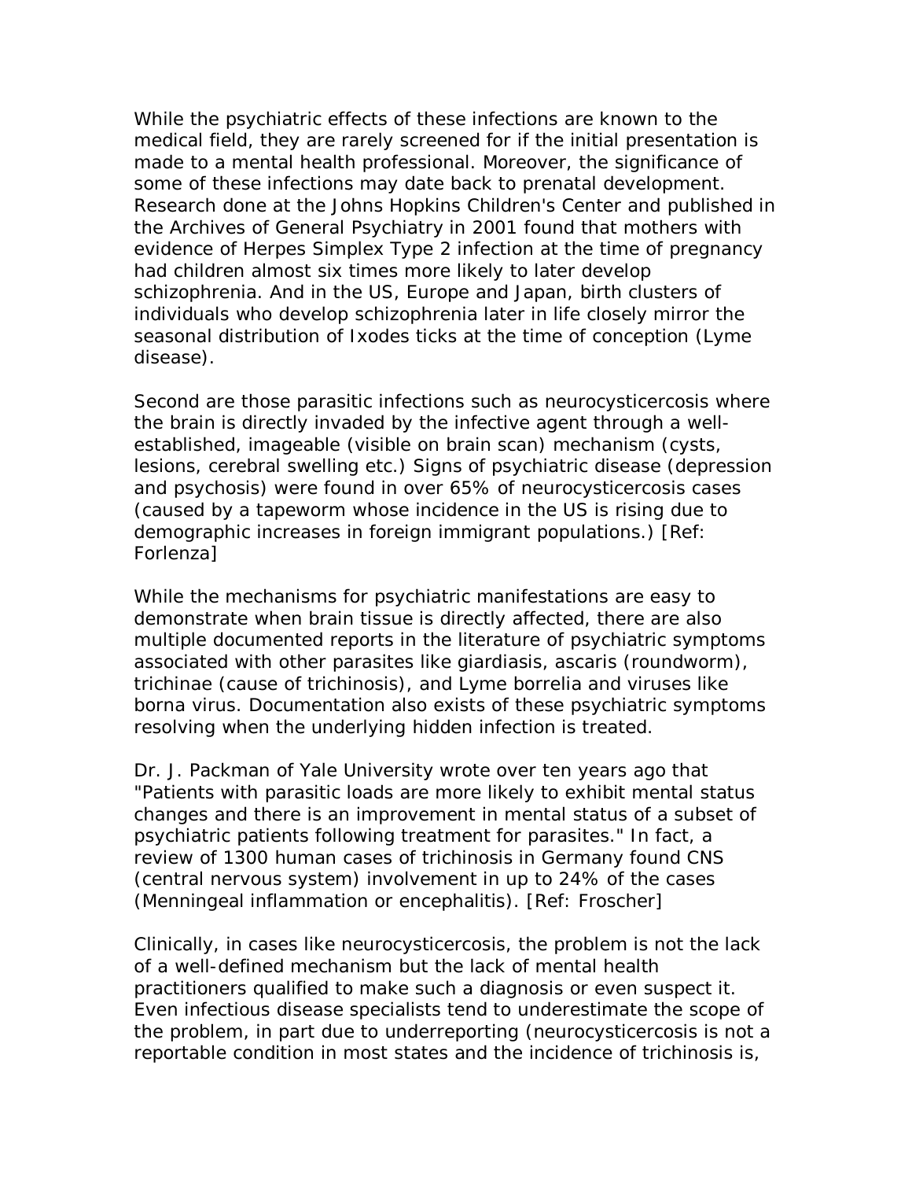While the psychiatric effects of these infections are known to the medical field, they are rarely screened for if the initial presentation is made to a mental health professional. Moreover, the significance of some of these infections may date back to prenatal development. Research done at the Johns Hopkins Children's Center and published in the Archives of General Psychiatry in 2001 found that mothers with evidence of Herpes Simplex Type 2 infection at the time of pregnancy had children almost six times more likely to later develop schizophrenia. And in the US, Europe and Japan, birth clusters of individuals who develop schizophrenia later in life closely mirror the seasonal distribution of Ixodes ticks at the time of conception (Lyme disease).

Second are those parasitic infections such as neurocysticercosis where the brain is directly invaded by the infective agent through a well-established, imageable (visible on brain scan) mechanism (cysts, lesions, cerebral swelling etc.) Signs of psychiatric disease (depression and psychosis) were found in over 65% of neurocysticercosis cases (caused by a tapeworm whose incidence in the US is rising due to demographic increases in foreign immigrant populations.) [Ref: Forlenza]

While the mechanisms for psychiatric manifestations are easy to demonstrate when brain tissue is directly affected, there are also multiple documented reports in the literature of psychiatric symptoms associated with other parasites like giardiasis, ascaris (roundworm), trichinae (cause of trichinosis), and Lyme borrelia and viruses like borna virus. Documentation also exists of these psychiatric symptoms resolving when the underlying hidden infection is treated.

Dr. J. Packman of Yale University wrote over ten years ago that "Patients with parasitic loads are more likely to exhibit mental status changes and there is an improvement in mental status of a subset of psychiatric patients following treatment for parasites." In fact, a review of 1300 human cases of trichinosis in Germany found CNS (central nervous system) involvement in up to 24% of the cases (Meningeal inflammation or encephalitis). [Ref: Froscher]

Clinically, in cases like neurocysticercosis, the problem is not the lack of a well-defined mechanism but the lack of mental health practitioners qualified to make such a diagnosis or even suspect it. Even infectious disease specialists tend to underestimate the scope of the problem, in part due to underreporting (neurocysticercosis is not a reportable condition in most states and the incidence of trichinosis is,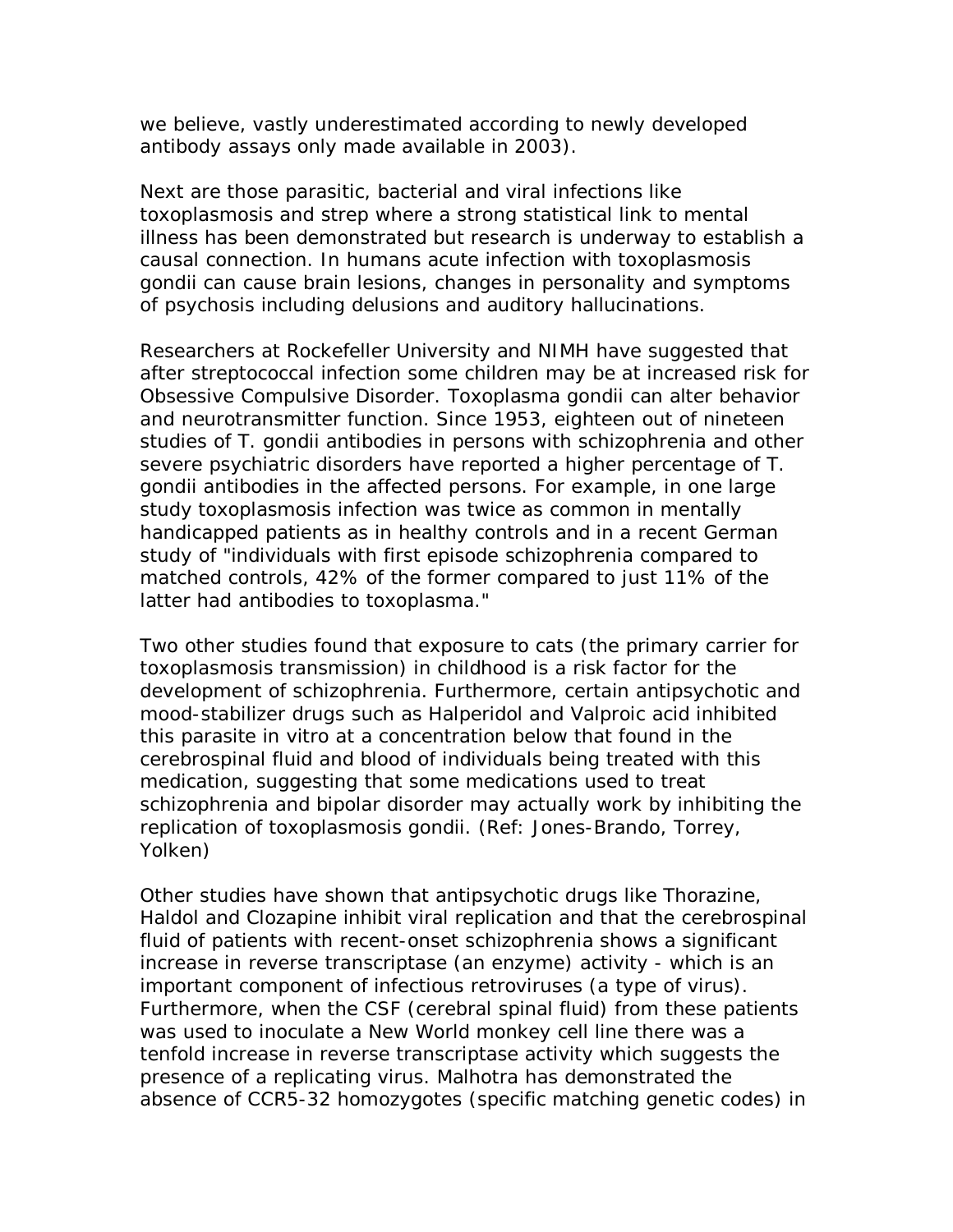we believe, vastly underestimated according to newly developed antibody assays only made available in 2003).

Next are those parasitic, bacterial and viral infections like toxoplasmosis and strep where a strong statistical link to mental illness has been demonstrated but research is underway to establish a causal connection. In humans acute infection with toxoplasmosis gondii can cause brain lesions, changes in personality and symptoms of psychosis including delusions and auditory hallucinations.

Researchers at Rockefeller University and NIMH have suggested that after streptococcal infection some children may be at increased risk for Obsessive Compulsive Disorder. Toxoplasma gondii can alter behavior and neurotransmitter function. Since 1953, eighteen out of nineteen studies of T. gondii antibodies in persons with schizophrenia and other severe psychiatric disorders have reported a higher percentage of T. gondii antibodies in the affected persons. For example, in one large study toxoplasmosis infection was twice as common in mentally handicapped patients as in healthy controls and in a recent German study of "individuals with first episode schizophrenia compared to matched controls, 42% of the former compared to just 11% of the latter had antibodies to toxoplasma."

Two other studies found that exposure to cats (the primary carrier for toxoplasmosis transmission) in childhood is a risk factor for the development of schizophrenia. Furthermore, certain antipsychotic and mood-stabilizer drugs such as Halperidol and Valproic acid inhibited this parasite in vitro at a concentration below that found in the cerebrospinal fluid and blood of individuals being treated with this medication, suggesting that some medications used to treat schizophrenia and bipolar disorder may actually work by inhibiting the replication of toxoplasmosis gondii. (Ref: Jones-Brando, Torrey, Yolken)

Other studies have shown that antipsychotic drugs like Thorazine, Haldol and Clozapine inhibit viral replication and that the cerebrospinal fluid of patients with recent-onset schizophrenia shows a significant increase in reverse transcriptase (an enzyme) activity - which is an important component of infectious retroviruses (a type of virus). Furthermore, when the CSF (cerebral spinal fluid) from these patients was used to inoculate a New World monkey cell line there was a tenfold increase in reverse transcriptase activity which suggests the presence of a replicating virus. Malhotra has demonstrated the absence of CCR5-32 homozygotes (specific matching genetic codes) in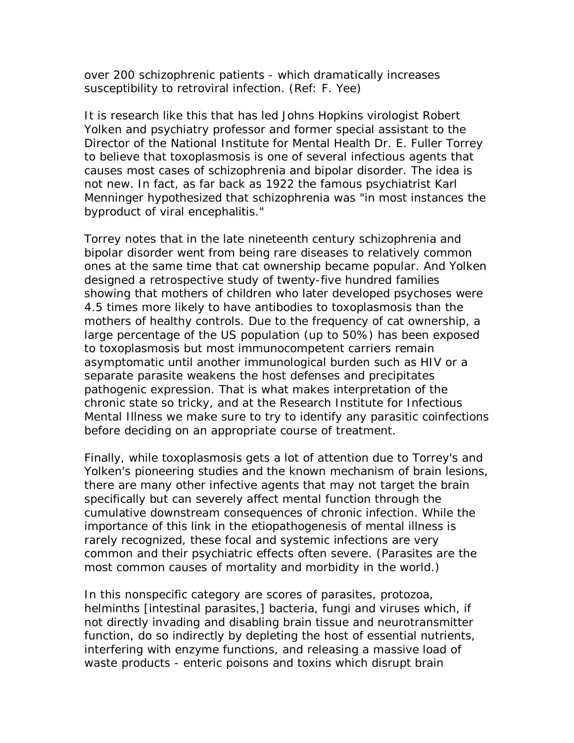over 200 schizophrenic patients - which dramatically increases susceptibility to retroviral infection. (Ref: F. Yee)

It is research like this that has led Johns Hopkins virologist Robert Yolken and psychiatry professor and former special assistant to the Director of the National Institute for Mental Health Dr. E. Fuller Torrey to believe that toxoplasmosis is one of several infectious agents that causes most cases of schizophrenia and bipolar disorder. The idea is not new. In fact, as far back as 1922 the famous psychiatrist Karl Menninger hypothesized that schizophrenia was "in most instances the byproduct of viral encephalitis."

Torrey notes that in the late nineteenth century schizophrenia and bipolar disorder went from being rare diseases to relatively common ones at the same time that cat ownership became popular. And Yolken designed a retrospective study of twenty-five hundred families showing that mothers of children who later developed psychoses were 4.5 times more likely to have antibodies to toxoplasmosis than the mothers of healthy controls. Due to the frequency of cat ownership, a large percentage of the US population (up to 50%) has been exposed to toxoplasmosis but most immunocompetent carriers remain asymptomatic until another immunological burden such as HIV or a separate parasite weakens the host defenses and precipitates pathogenic expression. That is what makes interpretation of the chronic state so tricky, and at the Research Institute for Infectious Mental Illness we make sure to try to identify any parasitic coinfections before deciding on an appropriate course of treatment.

Finally, while toxoplasmosis gets a lot of attention due to Torrey's and Yolken's pioneering studies and the known mechanism of brain lesions, there are many other infective agents that may not target the brain specifically but can severely affect mental function through the cumulative downstream consequences of chronic infection. While the importance of this link in the etiopathogenesis of mental illness is rarely recognized, these focal and systemic infections are very common and their psychiatric effects often severe. (Parasites are the most common causes of mortality and morbidity in the world.)

In this nonspecific category are scores of parasites, protozoa, helminths [intestinal parasites,] bacteria, fungi and viruses which, if not directly invading and disabling brain tissue and neurotransmitter function, do so indirectly by depleting the host of essential nutrients, interfering with enzyme functions, and releasing a massive load of waste products - enteric poisons and toxins which disrupt brain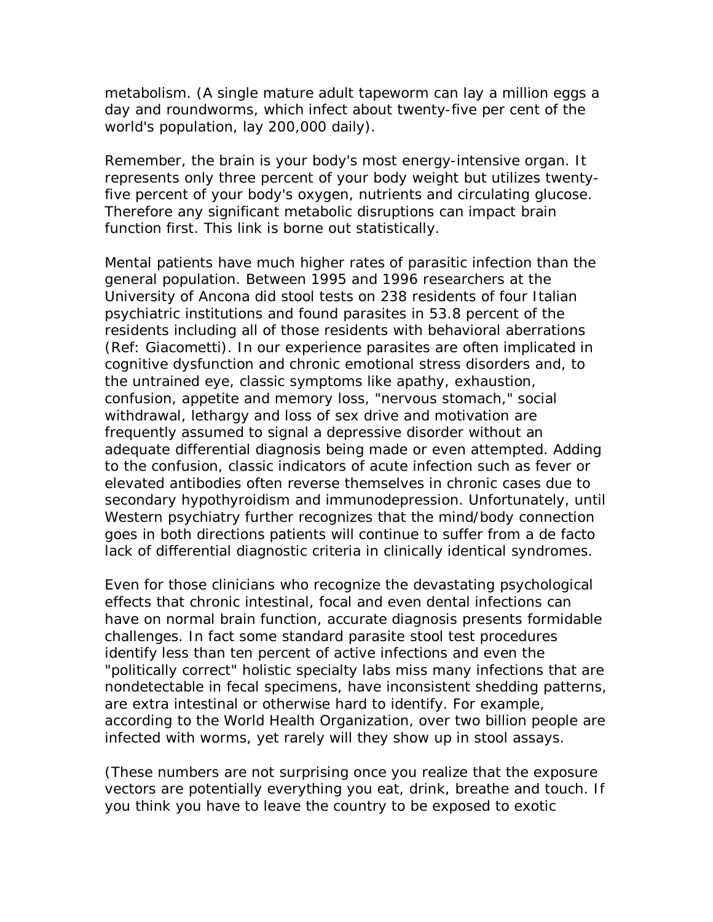metabolism. (A single mature adult tapeworm can lay a million eggs a day and roundworms, which infect about twenty-five per cent of the world's population, lay 200,000 daily).

Remember, the brain is your body's most energy-intensive organ. It represents only three percent of your body weight but utilizes twenty-five percent of your body's oxygen, nutrients and circulating glucose. Therefore any significant metabolic disruptions can impact brain function first. This link is borne out statistically.

Mental patients have much higher rates of parasitic infection than the general population. Between 1995 and 1996 researchers at the University of Ancona did stool tests on 238 residents of four Italian psychiatric institutions and found parasites in 53.8 percent of the residents including all of those residents with behavioral aberrations (Ref: Giacometti). In our experience parasites are often implicated in cognitive dysfunction and chronic emotional stress disorders and, to the untrained eye, classic symptoms like apathy, exhaustion, confusion, appetite and memory loss, "nervous stomach," social withdrawal, lethargy and loss of sex drive and motivation are frequently assumed to signal a depressive disorder without an adequate differential diagnosis being made or even attempted. Adding to the confusion, classic indicators of acute infection such as fever or elevated antibodies often reverse themselves in chronic cases due to secondary hypothyroidism and immunodepression. Unfortunately, until Western psychiatry further recognizes that the mind/body connection goes in both directions patients will continue to suffer from a de facto lack of differential diagnostic criteria in clinically identical syndromes.

Even for those clinicians who recognize the devastating psychological effects that chronic intestinal, focal and even dental infections can have on normal brain function, accurate diagnosis presents formidable challenges. In fact some standard parasite stool test procedures identify less than ten percent of active infections and even the "politically correct" holistic specialty labs miss many infections that are nondetectable in fecal specimens, have inconsistent shedding patterns, are extra intestinal or otherwise hard to identify. For example, according to the World Health Organization, over two billion people are infected with worms, yet rarely will they show up in stool assays.

(These numbers are not surprising once you realize that the exposure vectors are potentially everything you eat, drink, breathe and touch. If you think you have to leave the country to be exposed to exotic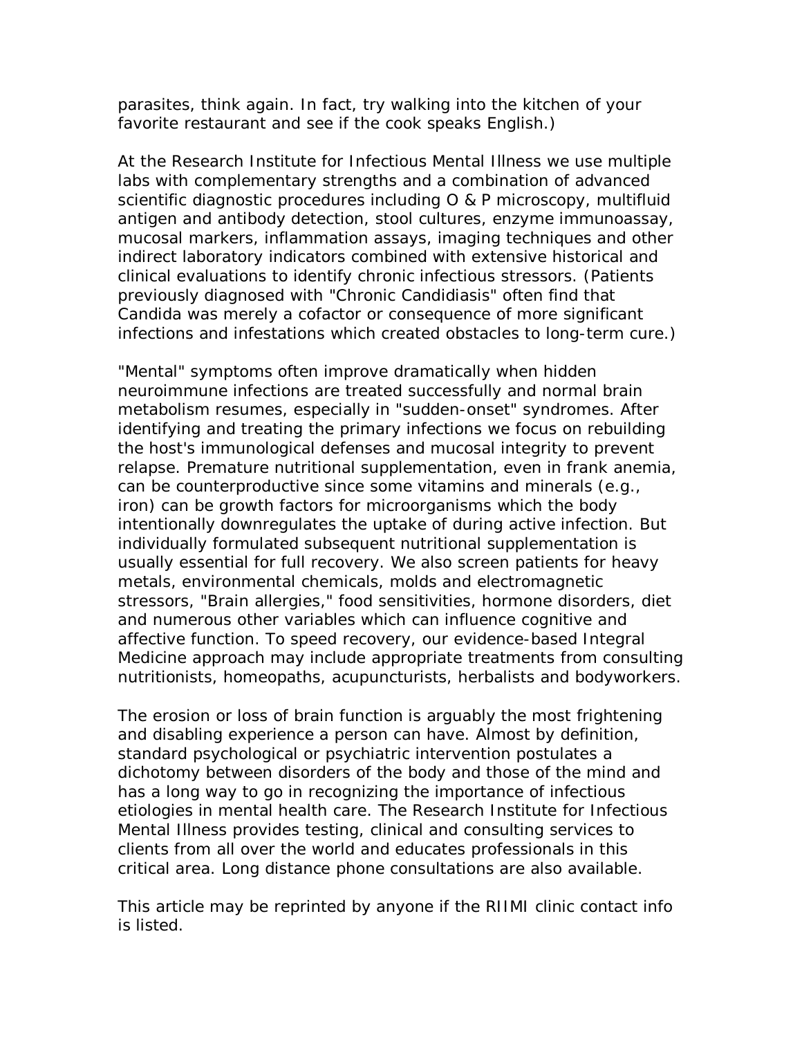parasites, think again. In fact, try walking into the kitchen of your favorite restaurant and see if the cook speaks English.)

At the Research Institute for Infectious Mental Illness we use multiple labs with complementary strengths and a combination of advanced scientific diagnostic procedures including O & P microscopy, multifluid antigen and antibody detection, stool cultures, enzyme immunoassay, mucosal markers, inflammation assays, imaging techniques and other indirect laboratory indicators combined with extensive historical and clinical evaluations to identify chronic infectious stressors. (Patients previously diagnosed with "Chronic Candidiasis" often find that Candida was merely a cofactor or consequence of more significant infections and infestations which created obstacles to long-term cure.)

"Mental" symptoms often improve dramatically when hidden neuroimmune infections are treated successfully and normal brain metabolism resumes, especially in "sudden-onset" syndromes. After identifying and treating the primary infections we focus on rebuilding the host's immunological defenses and mucosal integrity to prevent relapse. Premature nutritional supplementation, even in frank anemia, can be counterproductive since some vitamins and minerals (e.g., iron) can be growth factors for microorganisms which the body intentionally downregulates the uptake of during active infection. But individually formulated subsequent nutritional supplementation is usually essential for full recovery. We also screen patients for heavy metals, environmental chemicals, molds and electromagnetic stressors, "Brain allergies," food sensitivities, hormone disorders, diet and numerous other variables which can influence cognitive and affective function. To speed recovery, our evidence-based Integral Medicine approach may include appropriate treatments from consulting nutritionists, homeopaths, acupuncturists, herbalists and bodyworkers.

The erosion or loss of brain function is arguably the most frightening and disabling experience a person can have. Almost by definition, standard psychological or psychiatric intervention postulates a dichotomy between disorders of the body and those of the mind and has a long way to go in recognizing the importance of infectious etiologies in mental health care. The Research Institute for Infectious Mental Illness provides testing, clinical and consulting services to clients from all over the world and educates professionals in this critical area. Long distance phone consultations are also available.

This article may be reprinted by anyone if the RIIMI clinic contact info is listed.